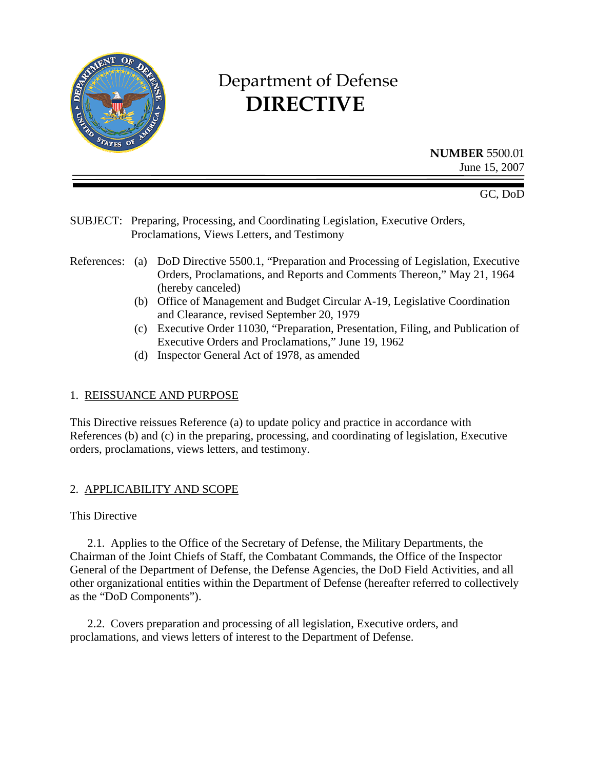# Department of Defense
# DIRECTIVE

**NUMBER** 5500.01
June 15, 2007

GC, DoD

SUBJECT: Preparing, Processing, and Coordinating Legislation, Executive Orders, Proclamations, Views Letters, and Testimony

References: (a) DoD Directive 5500.1, "Preparation and Processing of Legislation, Executive Orders, Proclamations, and Reports and Comments Thereon," May 21, 1964 (hereby canceled)
(b) Office of Management and Budget Circular A-19, Legislative Coordination and Clearance, revised September 20, 1979
(c) Executive Order 11030, "Preparation, Presentation, Filing, and Publication of Executive Orders and Proclamations," June 19, 1962
(d) Inspector General Act of 1978, as amended

## 1. REISSUANCE AND PURPOSE

This Directive reissues Reference (a) to update policy and practice in accordance with References (b) and (c) in the preparing, processing, and coordinating of legislation, Executive orders, proclamations, views letters, and testimony.

## 2. APPLICABILITY AND SCOPE

This Directive

2.1. Applies to the Office of the Secretary of Defense, the Military Departments, the Chairman of the Joint Chiefs of Staff, the Combatant Commands, the Office of the Inspector General of the Department of Defense, the Defense Agencies, the DoD Field Activities, and all other organizational entities within the Department of Defense (hereafter referred to collectively as the "DoD Components").

2.2. Covers preparation and processing of all legislation, Executive orders, and proclamations, and views letters of interest to the Department of Defense.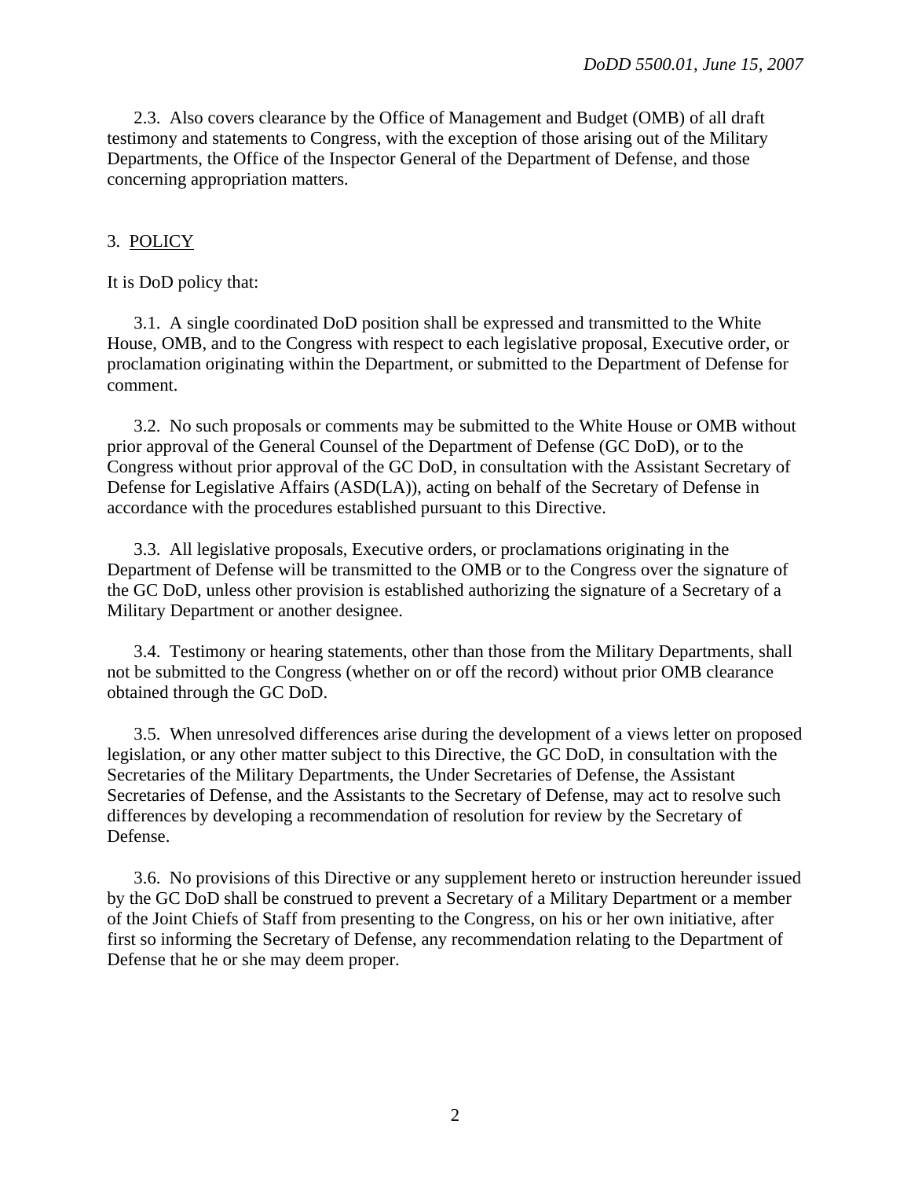2.3. Also covers clearance by the Office of Management and Budget (OMB) of all draft testimony and statements to Congress, with the exception of those arising out of the Military Departments, the Office of the Inspector General of the Department of Defense, and those concerning appropriation matters.

## 3. POLICY

It is DoD policy that:

3.1. A single coordinated DoD position shall be expressed and transmitted to the White House, OMB, and to the Congress with respect to each legislative proposal, Executive order, or proclamation originating within the Department, or submitted to the Department of Defense for comment.

3.2. No such proposals or comments may be submitted to the White House or OMB without prior approval of the General Counsel of the Department of Defense (GC DoD), or to the Congress without prior approval of the GC DoD, in consultation with the Assistant Secretary of Defense for Legislative Affairs (ASD(LA)), acting on behalf of the Secretary of Defense in accordance with the procedures established pursuant to this Directive.

3.3. All legislative proposals, Executive orders, or proclamations originating in the Department of Defense will be transmitted to the OMB or to the Congress over the signature of the GC DoD, unless other provision is established authorizing the signature of a Secretary of a Military Department or another designee.

3.4. Testimony or hearing statements, other than those from the Military Departments, shall not be submitted to the Congress (whether on or off the record) without prior OMB clearance obtained through the GC DoD.

3.5. When unresolved differences arise during the development of a views letter on proposed legislation, or any other matter subject to this Directive, the GC DoD, in consultation with the Secretaries of the Military Departments, the Under Secretaries of Defense, the Assistant Secretaries of Defense, and the Assistants to the Secretary of Defense, may act to resolve such differences by developing a recommendation of resolution for review by the Secretary of Defense.

3.6. No provisions of this Directive or any supplement hereto or instruction hereunder issued by the GC DoD shall be construed to prevent a Secretary of a Military Department or a member of the Joint Chiefs of Staff from presenting to the Congress, on his or her own initiative, after first so informing the Secretary of Defense, any recommendation relating to the Department of Defense that he or she may deem proper.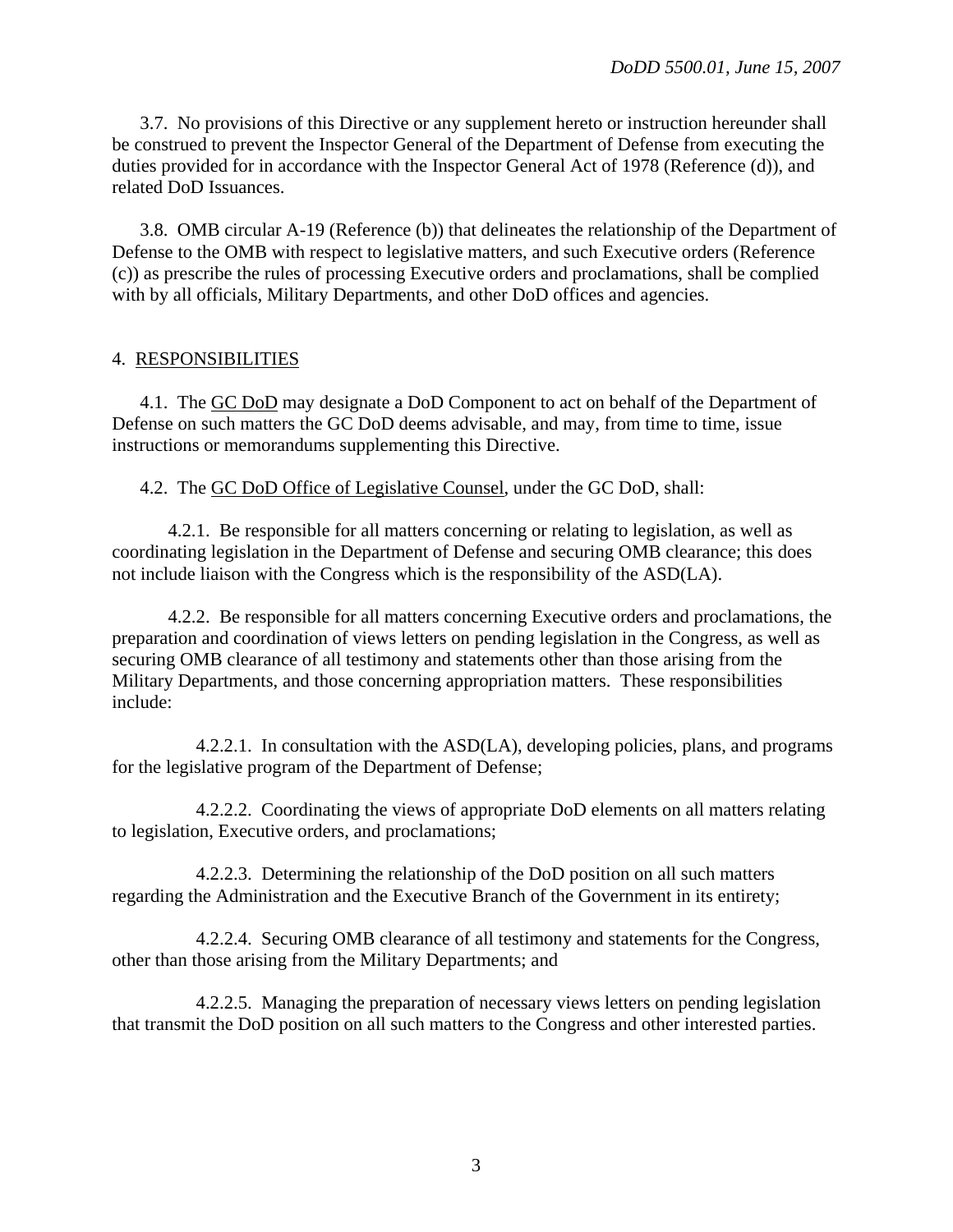3.7. No provisions of this Directive or any supplement hereto or instruction hereunder shall be construed to prevent the Inspector General of the Department of Defense from executing the duties provided for in accordance with the Inspector General Act of 1978 (Reference (d)), and related DoD Issuances.

3.8. OMB circular A-19 (Reference (b)) that delineates the relationship of the Department of Defense to the OMB with respect to legislative matters, and such Executive orders (Reference (c)) as prescribe the rules of processing Executive orders and proclamations, shall be complied with by all officials, Military Departments, and other DoD offices and agencies.

## 4. RESPONSIBILITIES

4.1. The GC DoD may designate a DoD Component to act on behalf of the Department of Defense on such matters the GC DoD deems advisable, and may, from time to time, issue instructions or memorandums supplementing this Directive.

4.2. The GC DoD Office of Legislative Counsel, under the GC DoD, shall:

4.2.1. Be responsible for all matters concerning or relating to legislation, as well as coordinating legislation in the Department of Defense and securing OMB clearance; this does not include liaison with the Congress which is the responsibility of the ASD(LA).

4.2.2. Be responsible for all matters concerning Executive orders and proclamations, the preparation and coordination of views letters on pending legislation in the Congress, as well as securing OMB clearance of all testimony and statements other than those arising from the Military Departments, and those concerning appropriation matters. These responsibilities include:

4.2.2.1. In consultation with the ASD(LA), developing policies, plans, and programs for the legislative program of the Department of Defense;

4.2.2.2. Coordinating the views of appropriate DoD elements on all matters relating to legislation, Executive orders, and proclamations;

4.2.2.3. Determining the relationship of the DoD position on all such matters regarding the Administration and the Executive Branch of the Government in its entirety;

4.2.2.4. Securing OMB clearance of all testimony and statements for the Congress, other than those arising from the Military Departments; and

4.2.2.5. Managing the preparation of necessary views letters on pending legislation that transmit the DoD position on all such matters to the Congress and other interested parties.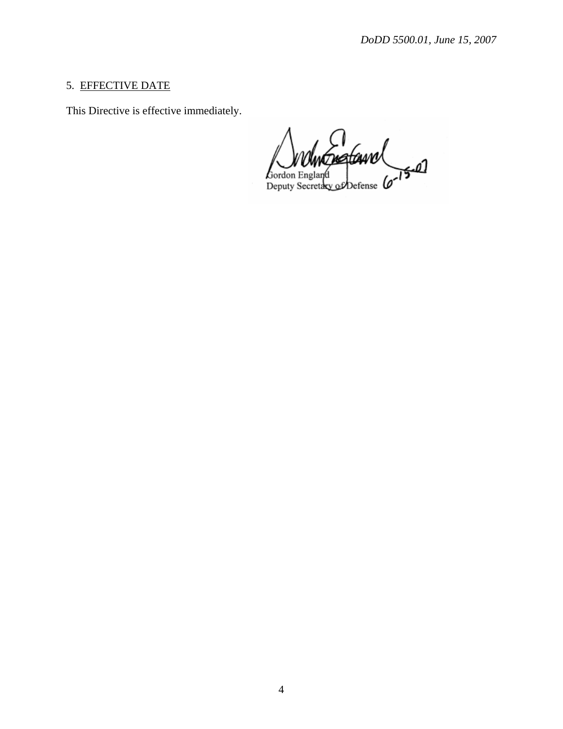5. EFFECTIVE DATE

This Directive is effective immediately.

Gordon England
Deputy Secretary of Defense 6-15-07